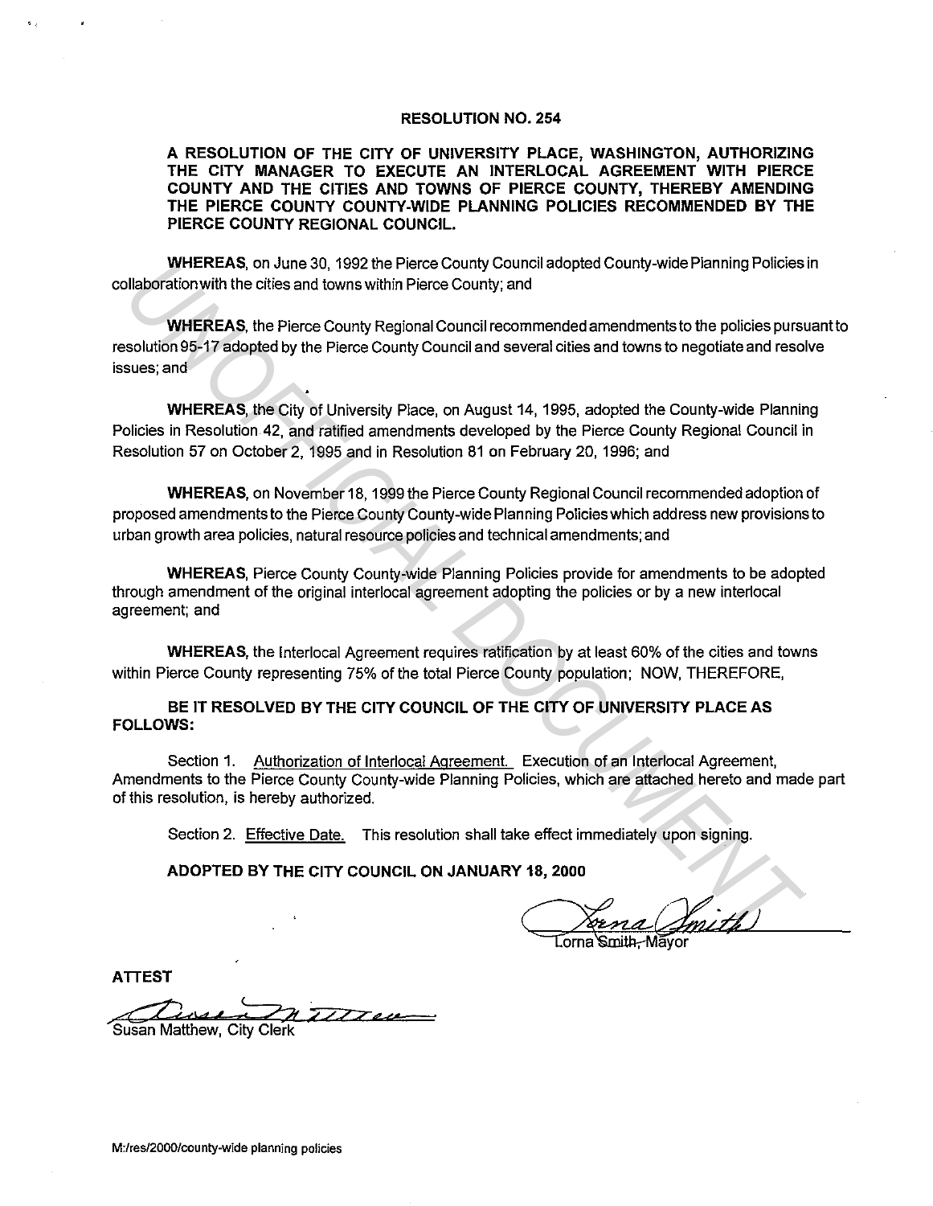# RESOLUTION NO. 254

**A RESOLUTION OF THE CITY OF UNIVERSITY PLACE, WASHINGTON, AUTHORIZING THE CITY MANAGER TO EXECUTE AN INTERLOCAL AGREEMENT WITH PIERCE COUNTY AND THE CITIES AND TOWNS OF PIERCE COUNTY, THEREBY AMENDING THE PIERCE COUNTY COUNTY-WIDE PLANNING POLICIES RECOMMENDED BY THE PIERCE COUNTY REGIONAL COUNCIL.**

**WHEREAS**, on June 30, 1992 the Pierce County Council adopted County-wide Planning Policies in collaboration with the cities and towns within Pierce County; and

**WHEREAS**, the Pierce County Regional Council recommended amendments to the policies pursuant to resolution 95-17 adopted by the Pierce County Council and several cities and towns to negotiate and resolve issues; and

**WHEREAS**, the City of University Place, on August 14, 1995, adopted the County-wide Planning Policies in Resolution 42, and ratified amendments developed by the Pierce County Regional Council in Resolution 57 on October 2, 1995 and in Resolution 81 on February 20, 1996; and

**WHEREAS**, on November 18, 1999 the Pierce County Regional Council recommended adoption of proposed amendments to the Pierce County County-wide Planning Policies which address new provisions to urban growth area policies, natural resource policies and technical amendments; and

**WHEREAS**, Pierce County County-wide Planning Policies provide for amendments to be adopted through amendment of the original interlocal agreement adopting the policies or by a new interlocal agreement; and

**WHEREAS**, the Interlocal Agreement requires ratification by at least 60% of the cities and towns within Pierce County representing 75% of the total Pierce County population; NOW, THEREFORE,

**BE IT RESOLVED BY THE CITY COUNCIL OF THE CITY OF UNIVERSITY PLACE AS FOLLOWS:**

Section 1. Authorization of Interlocal Agreement. Execution of an Interlocal Agreement, Amendments to the Pierce County County-wide Planning Policies, which are attached hereto and made part of this resolution, is hereby authorized.

Section 2. Effective Date. This resolution shall take effect immediately upon signing.

**ADOPTED BY THE CITY COUNCIL ON JANUARY 18, 2000**

Lorna Smith, Mayor

**ATTEST**

Susan Matthew, City Clerk

M:/res/2000/county-wide planning policies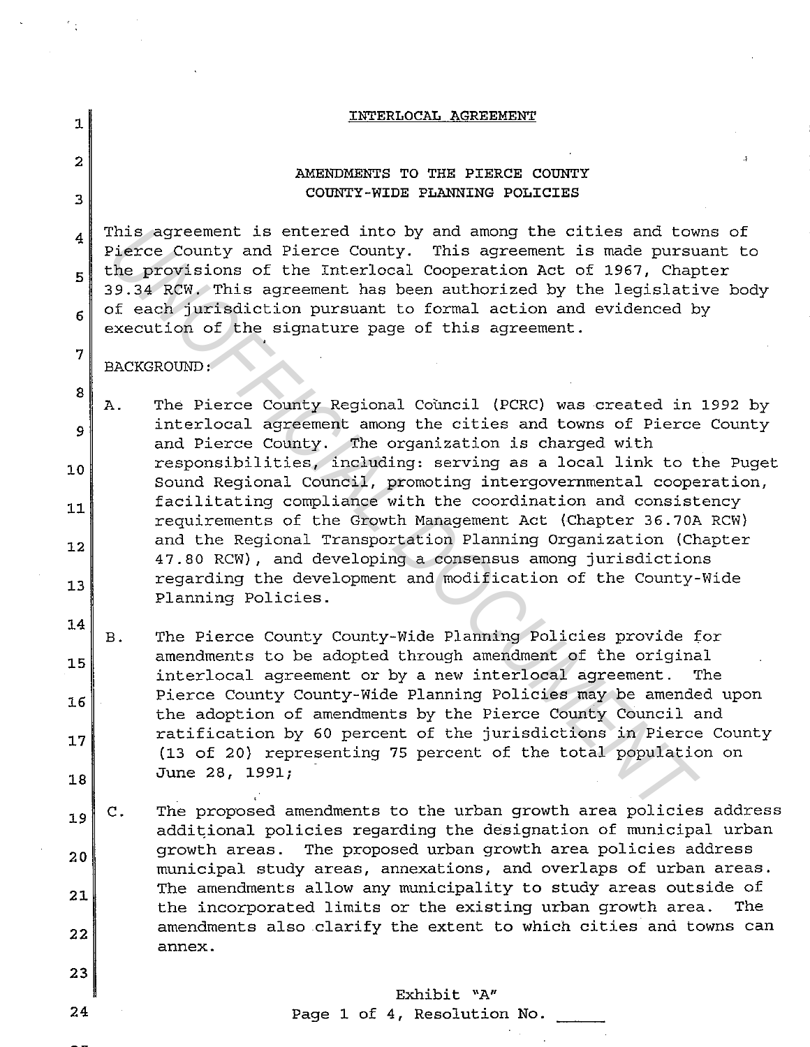INTERLOCAL AGREEMENT

AMENDMENTS TO THE PIERCE COUNTY COUNTY-WIDE PLANNING POLICIES

This agreement is entered into by and among the cities and towns of Pierce County and Pierce County. This agreement is made pursuant to the provisions of the Interlocal Cooperation Act of 1967, Chapter 39.34 RCW. This agreement has been authorized by the legislative body of each jurisdiction pursuant to formal action and evidenced by execution of the signature page of this agreement.

BACKGROUND:

A. The Pierce County Regional Council (PCRC) was created in 1992 by interlocal agreement among the cities and towns of Pierce County and Pierce County. The organization is charged with responsibilities, including: serving as a local link to the Puget Sound Regional Council, promoting intergovernmental cooperation, facilitating compliance with the coordination and consistency requirements of the Growth Management Act (Chapter 36.70A RCW) and the Regional Transportation Planning Organization (Chapter 47.80 RCW), and developing a consensus among jurisdictions regarding the development and modification of the County-Wide Planning Policies.

B. The Pierce County County-Wide Planning Policies provide for amendments to be adopted through amendment of the original interlocal agreement or by a new interlocal agreement. The Pierce County County-Wide Planning Policies may be amended upon the adoption of amendments by the Pierce County Council and ratification by 60 percent of the jurisdictions in Pierce County (13 of 20) representing 75 percent of the total population on June 28, 1991;

C. The proposed amendments to the urban growth area policies address additional policies regarding the designation of municipal urban growth areas. The proposed urban growth area policies address municipal study areas, annexations, and overlaps of urban areas. The amendments allow any municipality to study areas outside of the incorporated limits or the existing urban growth area. The amendments also clarify the extent to which cities and towns can annex.

Exhibit "A"

Page 1 of 4, Resolution No. _____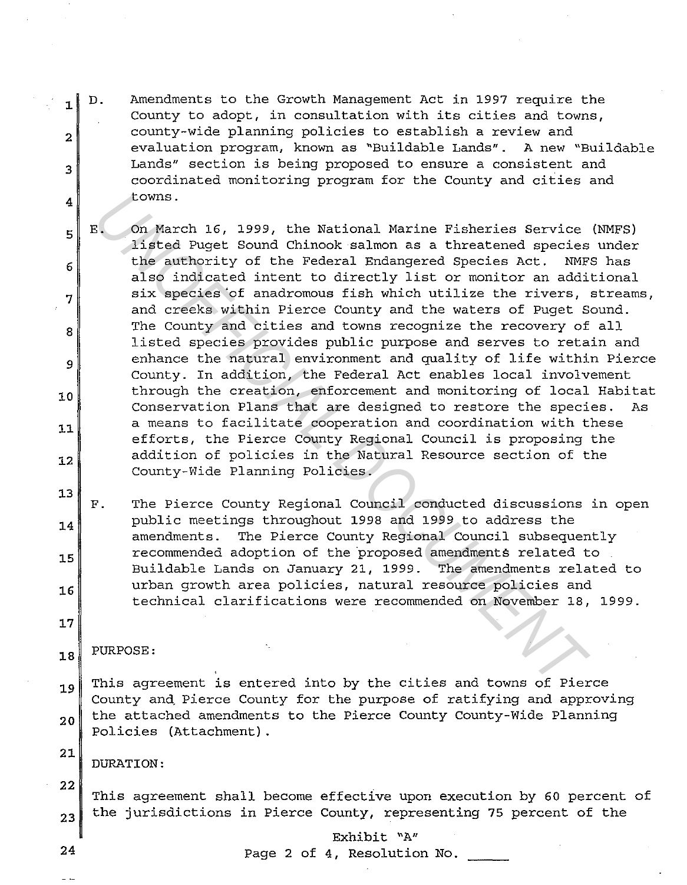D. Amendments to the Growth Management Act in 1997 require the County to adopt, in consultation with its cities and towns, county-wide planning policies to establish a review and evaluation program, known as "Buildable Lands". A new "Buildable Lands" section is being proposed to ensure a consistent and coordinated monitoring program for the County and cities and towns.

E. On March 16, 1999, the National Marine Fisheries Service (NMFS) listed Puget Sound Chinook salmon as a threatened species under the authority of the Federal Endangered Species Act. NMFS has also indicated intent to directly list or monitor an additional six species of anadromous fish which utilize the rivers, streams, and creeks within Pierce County and the waters of Puget Sound. The County and cities and towns recognize the recovery of all listed species provides public purpose and serves to retain and enhance the natural environment and quality of life within Pierce County. In addition, the Federal Act enables local involvement through the creation, enforcement and monitoring of local Habitat Conservation Plans that are designed to restore the species. As a means to facilitate cooperation and coordination with these efforts, the Pierce County Regional Council is proposing the addition of policies in the Natural Resource section of the County-Wide Planning Policies.

F. The Pierce County Regional Council conducted discussions in open public meetings throughout 1998 and 1999 to address the amendments. The Pierce County Regional Council subsequently recommended adoption of the proposed amendments related to Buildable Lands on January 21, 1999. The amendments related to urban growth area policies, natural resource policies and technical clarifications were recommended on November 18, 1999.

PURPOSE:

This agreement is entered into by the cities and towns of Pierce County and Pierce County for the purpose of ratifying and approving the attached amendments to the Pierce County County-Wide Planning Policies (Attachment).

DURATION:

This agreement shall become effective upon execution by 60 percent of the jurisdictions in Pierce County, representing 75 percent of the

Exhibit "A"
Page 2 of 4, Resolution No. _____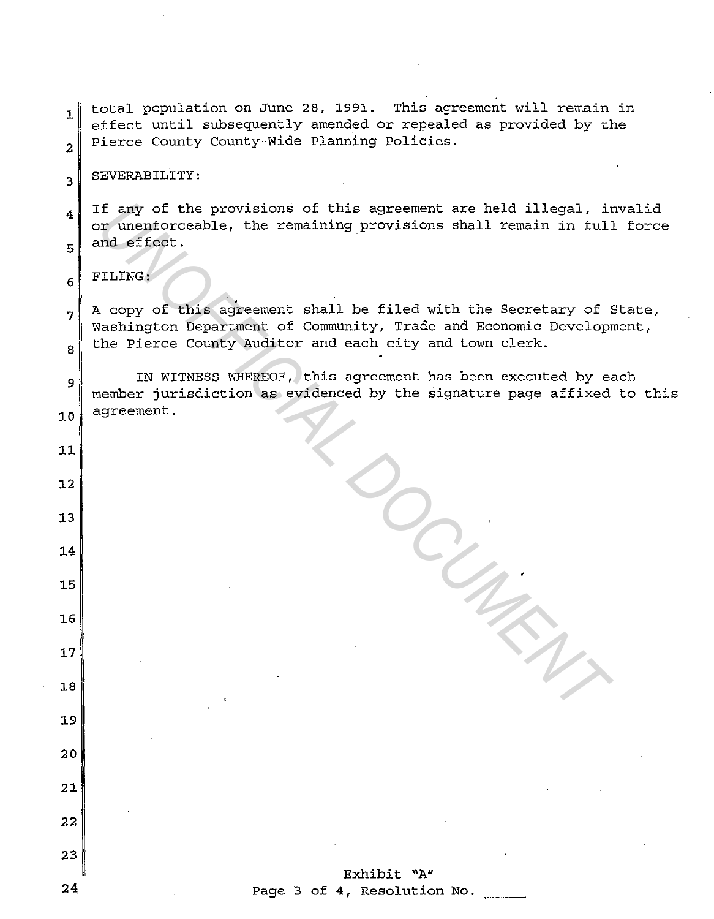total population on June 28, 1991. This agreement will remain in effect until subsequently amended or repealed as provided by the Pierce County County-Wide Planning Policies.

SEVERABILITY:

If any of the provisions of this agreement are held illegal, invalid or unenforceable, the remaining provisions shall remain in full force and effect.

FILING:

A copy of this agreement shall be filed with the Secretary of State, Washington Department of Community, Trade and Economic Development, the Pierce County Auditor and each city and town clerk.

IN WITNESS WHEREOF, this agreement has been executed by each member jurisdiction as evidenced by the signature page affixed to this agreement.

Exhibit "A"
Page 3 of 4, Resolution No. ______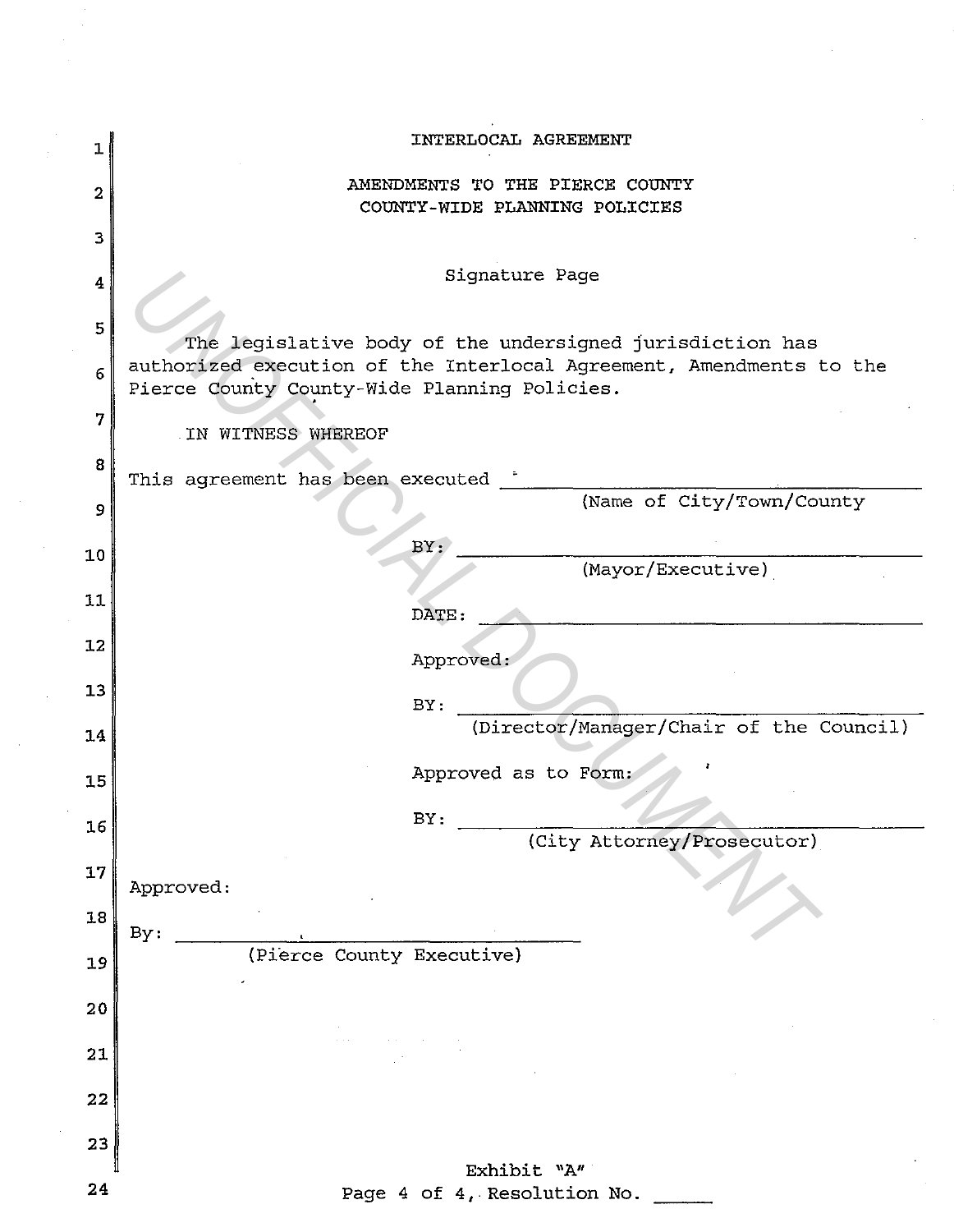# INTERLOCAL AGREEMENT

## AMENDMENTS TO THE PIERCE COUNTY COUNTY-WIDE PLANNING POLICIES

### Signature Page

The legislative body of the undersigned jurisdiction has authorized execution of the Interlocal Agreement, Amendments to the Pierce County County-Wide Planning Policies.

IN WITNESS WHEREOF

This agreement has been executed ______________________________
(Name of City/Town/County

BY: ______________________________
(Mayor/Executive)

DATE: ______________________________

Approved:

BY: ______________________________
(Director/Manager/Chair of the Council)

Approved as to Form:

BY: ______________________________
(City Attorney/Prosecutor)

Approved:

By: ______________________________
(Pierce County Executive)

Exhibit "A"
Page 4 of 4, Resolution No. _____